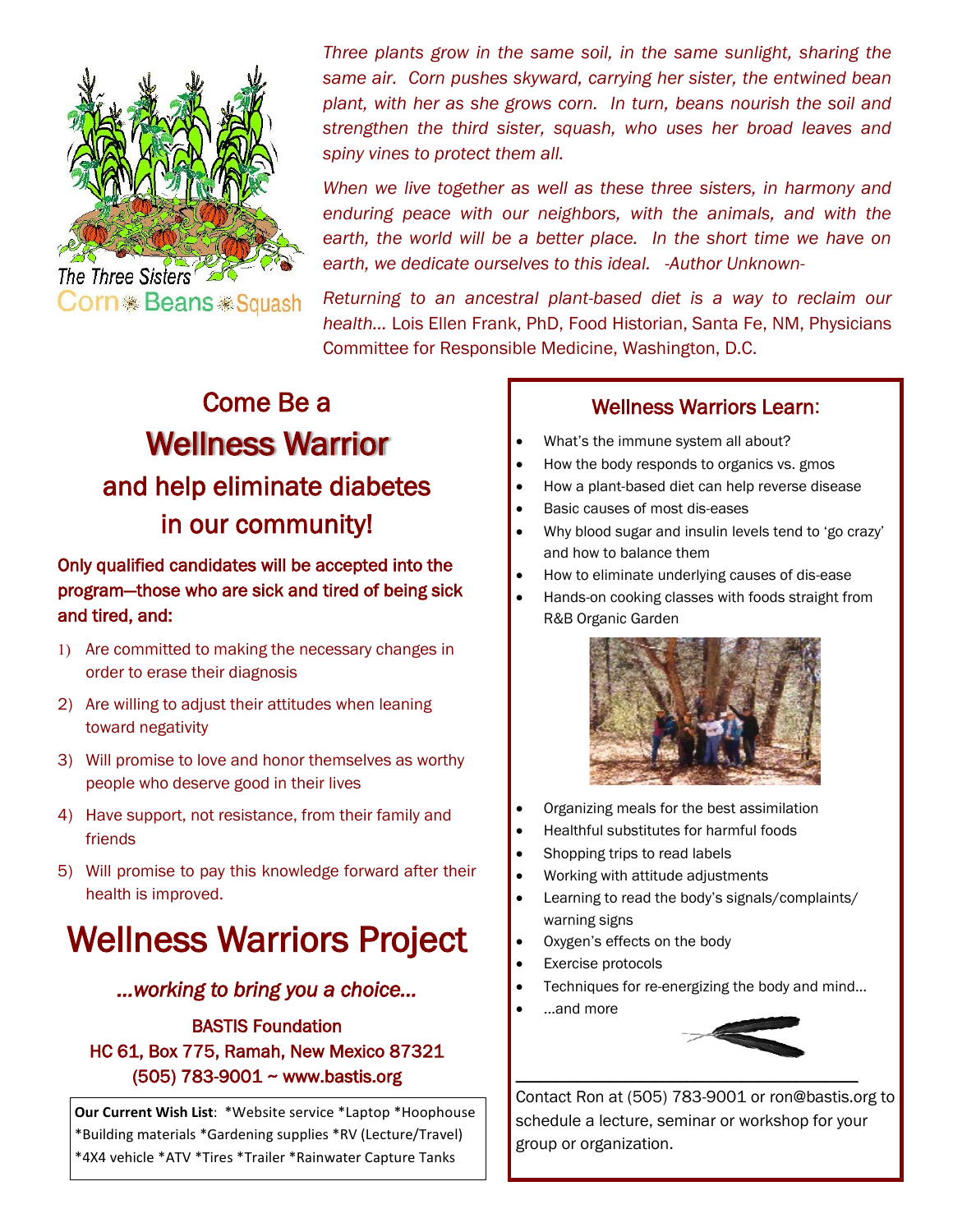The Three Sisters

Corn ☀ Beans ☀ Squash

*Three plants grow in the same soil, in the same sunlight, sharing the same air. Corn pushes skyward, carrying her sister, the entwined bean plant, with her as she grows corn. In turn, beans nourish the soil and strengthen the third sister, squash, who uses her broad leaves and spiny vines to protect them all.*

*When we live together as well as these three sisters, in harmony and enduring peace with our neighbors, with the animals, and with the earth, the world will be a better place. In the short time we have on earth, we dedicate ourselves to this ideal. -Author Unknown-*

*Returning to an ancestral plant-based diet is a way to reclaim our health…* Lois Ellen Frank, PhD, Food Historian, Santa Fe, NM, Physicians Committee for Responsible Medicine, Washington, D.C.

## Come Be a

# Wellness Warrior

## and help eliminate diabetes in our community!

**Only qualified candidates will be accepted into the program—those who are sick and tired of being sick and tired, and:**

1) Are committed to making the necessary changes in order to erase their diagnosis
2) Are willing to adjust their attitudes when leaning toward negativity
3) Will promise to love and honor themselves as worthy people who deserve good in their lives
4) Have support, not resistance, from their family and friends
5) Will promise to pay this knowledge forward after their health is improved.

# Wellness Warriors Project

*…working to bring you a choice…*

BASTIS Foundation
HC 61, Box 775, Ramah, New Mexico 87321
(505) 783-9001 ~ www.bastis.org

**Our Current Wish List**: *Website service *Laptop *Hoophouse *Building materials *Gardening supplies *RV (Lecture/Travel) *4X4 vehicle *ATV *Tires *Trailer *Rainwater Capture Tanks

## Wellness Warriors Learn:

- What's the immune system all about?
- How the body responds to organics vs. gmos
- How a plant-based diet can help reverse disease
- Basic causes of most dis-eases
- Why blood sugar and insulin levels tend to 'go crazy' and how to balance them
- How to eliminate underlying causes of dis-ease
- Hands-on cooking classes with foods straight from R&B Organic Garden
- Organizing meals for the best assimilation
- Healthful substitutes for harmful foods
- Shopping trips to read labels
- Working with attitude adjustments
- Learning to read the body's signals/complaints/ warning signs
- Oxygen's effects on the body
- Exercise protocols
- Techniques for re-energizing the body and mind…
- …and more

Contact Ron at (505) 783-9001 or ron@bastis.org to schedule a lecture, seminar or workshop for your group or organization.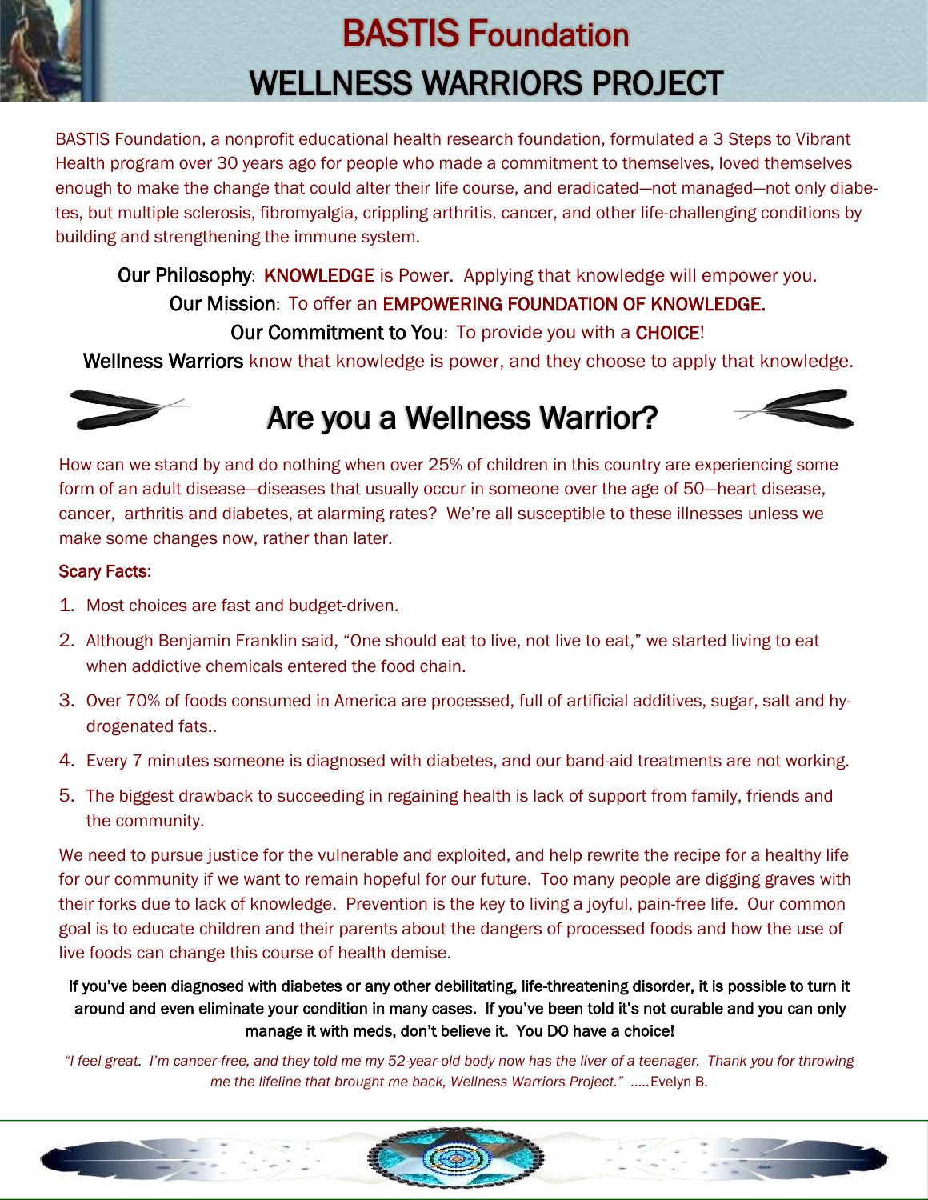# BASTIS Foundation
# WELLNESS WARRIORS PROJECT

BASTIS Foundation, a nonprofit educational health research foundation, formulated a 3 Steps to Vibrant Health program over 30 years ago for people who made a commitment to themselves, loved themselves enough to make the change that could alter their life course, and eradicated—not managed—not only diabetes, but multiple sclerosis, fibromyalgia, crippling arthritis, cancer, and other life-challenging conditions by building and strengthening the immune system.

**Our Philosophy**: **KNOWLEDGE** is Power. Applying that knowledge will empower you.
**Our Mission**: To offer an **EMPOWERING FOUNDATION OF KNOWLEDGE.**
**Our Commitment to You**: To provide you with a **CHOICE**!
**Wellness Warriors** know that knowledge is power, and they choose to apply that knowledge.

## Are you a Wellness Warrior?

How can we stand by and do nothing when over 25% of children in this country are experiencing some form of an adult disease—diseases that usually occur in someone over the age of 50—heart disease, cancer, arthritis and diabetes, at alarming rates? We're all susceptible to these illnesses unless we make some changes now, rather than later.

**Scary Facts**:

1. Most choices are fast and budget-driven.
2. Although Benjamin Franklin said, "One should eat to live, not live to eat," we started living to eat when addictive chemicals entered the food chain.
3. Over 70% of foods consumed in America are processed, full of artificial additives, sugar, salt and hydrogenated fats..
4. Every 7 minutes someone is diagnosed with diabetes, and our band-aid treatments are not working.
5. The biggest drawback to succeeding in regaining health is lack of support from family, friends and the community.

We need to pursue justice for the vulnerable and exploited, and help rewrite the recipe for a healthy life for our community if we want to remain hopeful for our future. Too many people are digging graves with their forks due to lack of knowledge. Prevention is the key to living a joyful, pain-free life. Our common goal is to educate children and their parents about the dangers of processed foods and how the use of live foods can change this course of health demise.

**If you've been diagnosed with diabetes or any other debilitating, life-threatening disorder, it is possible to turn it around and even eliminate your condition in many cases. If you've been told it's not curable and you can only manage it with meds, don't believe it. You DO have a choice!**

*"I feel great. I'm cancer-free, and they told me my 52-year-old body now has the liver of a teenager. Thank you for throwing me the lifeline that brought me back, Wellness Warriors Project."* .....Evelyn B.